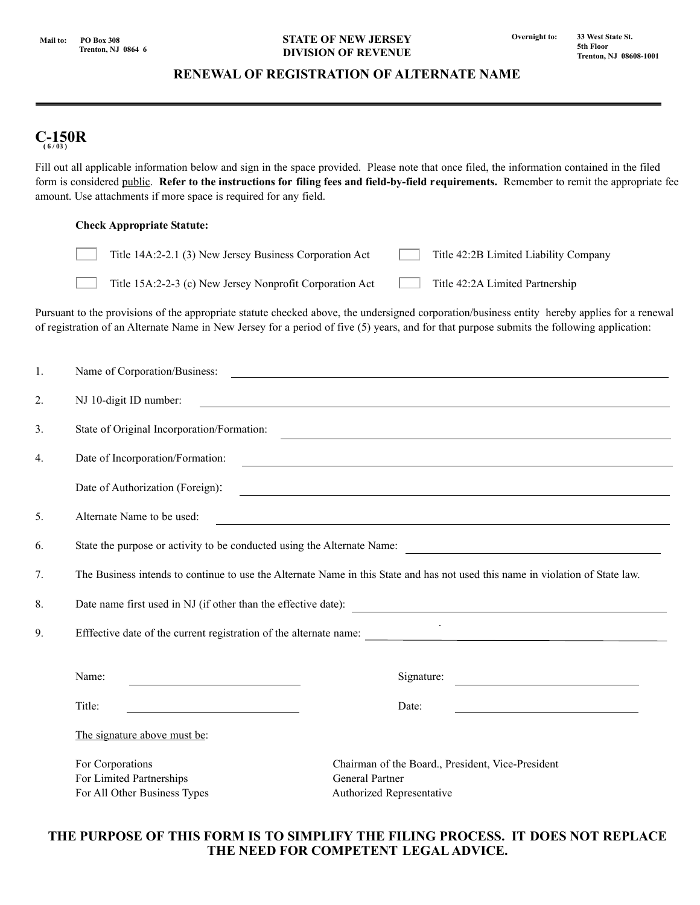Mail to: PO Box 308
Trenton, NJ 0864 6

**STATE OF NEW JERSEY**
**DIVISION OF REVENUE**

Overnight to: 33 West State St.
5th Floor
Trenton, NJ 08608-1001

## RENEWAL OF REGISTRATION OF ALTERNATE NAME

# C-150R

( 6 / 03 )

Fill out all applicable information below and sign in the space provided. Please note that once filed, the information contained in the filed form is considered public. **Refer to the instructions for filing fees and field-by-field requirements.** Remember to remit the appropriate fee amount. Use attachments if more space is required for any field.

**Check Appropriate Statute:**

- [ ] Title 14A:2-2.1 (3) New Jersey Business Corporation Act
- [ ] Title 42:2B Limited Liability Company
- [ ] Title 15A:2-2-3 (c) New Jersey Nonprofit Corporation Act
- [ ] Title 42:2A Limited Partnership

Pursuant to the provisions of the appropriate statute checked above, the undersigned corporation/business entity hereby applies for a renewal of registration of an Alternate Name in New Jersey for a period of five (5) years, and for that purpose submits the following application:

1. Name of Corporation/Business: ______________________________
2. NJ 10-digit ID number: ______________________________
3. State of Original Incorporation/Formation: ______________________________
4. Date of Incorporation/Formation: ______________________________

   Date of Authorization (Foreign): ______________________________
5. Alternate Name to be used: ______________________________
6. State the purpose or activity to be conducted using the Alternate Name: ______________________________
7. The Business intends to continue to use the Alternate Name in this State and has not used this name in violation of State law.
8. Date name first used in NJ (if other than the effective date): ______________________________
9. Efffective date of the current registration of the alternate name: ______________________________

Name: ______________________________ Signature: ______________________________

Title: ______________________________ Date: ______________________________

The signature above must be:

| | |
|---|---|
| For Corporations | Chairman of the Board., President, Vice-President |
| For Limited Partnerships | General Partner |
| For All Other Business Types | Authorized Representative |

**THE PURPOSE OF THIS FORM IS TO SIMPLIFY THE FILING PROCESS. IT DOES NOT REPLACE THE NEED FOR COMPETENT LEGAL ADVICE.**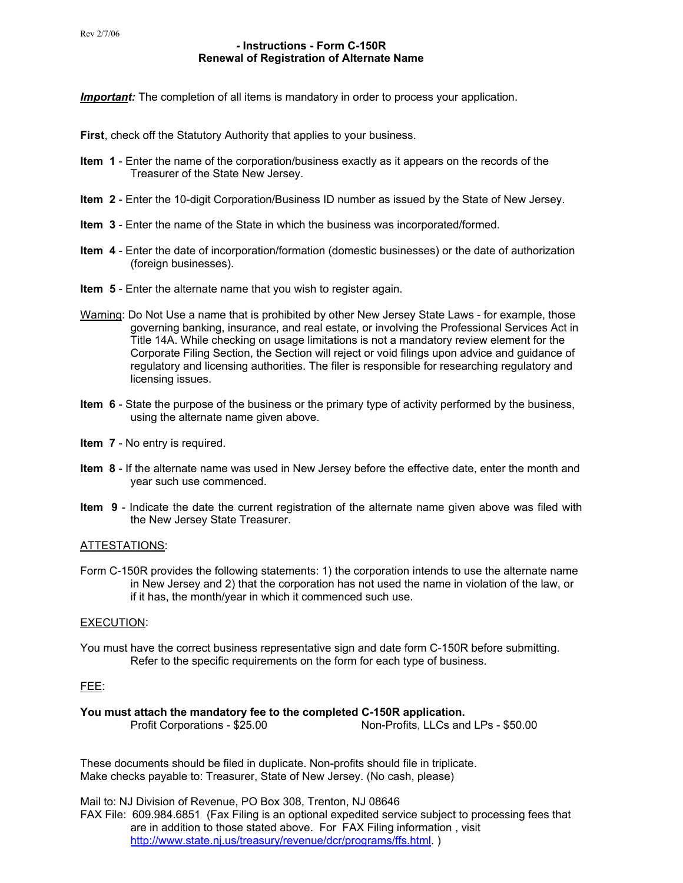Rev 2/7/06

## - Instructions - Form C-150R
## Renewal of Registration of Alternate Name

***Important:*** The completion of all items is mandatory in order to process your application.

**First**, check off the Statutory Authority that applies to your business.

**Item 1** - Enter the name of the corporation/business exactly as it appears on the records of the Treasurer of the State New Jersey.

**Item 2** - Enter the 10-digit Corporation/Business ID number as issued by the State of New Jersey.

**Item 3** - Enter the name of the State in which the business was incorporated/formed.

**Item 4** - Enter the date of incorporation/formation (domestic businesses) or the date of authorization (foreign businesses).

**Item 5** - Enter the alternate name that you wish to register again.

Warning: Do Not Use a name that is prohibited by other New Jersey State Laws - for example, those governing banking, insurance, and real estate, or involving the Professional Services Act in Title 14A. While checking on usage limitations is not a mandatory review element for the Corporate Filing Section, the Section will reject or void filings upon advice and guidance of regulatory and licensing authorities. The filer is responsible for researching regulatory and licensing issues.

**Item 6** - State the purpose of the business or the primary type of activity performed by the business, using the alternate name given above.

**Item 7** - No entry is required.

**Item 8** - If the alternate name was used in New Jersey before the effective date, enter the month and year such use commenced.

**Item 9** - Indicate the date the current registration of the alternate name given above was filed with the New Jersey State Treasurer.

ATTESTATIONS:

Form C-150R provides the following statements: 1) the corporation intends to use the alternate name in New Jersey and 2) that the corporation has not used the name in violation of the law, or if it has, the month/year in which it commenced such use.

EXECUTION:

You must have the correct business representative sign and date form C-150R before submitting. Refer to the specific requirements on the form for each type of business.

FEE:

**You must attach the mandatory fee to the completed C-150R application.**

Profit Corporations - $25.00 Non-Profits, LLCs and LPs - $50.00

These documents should be filed in duplicate. Non-profits should file in triplicate.
Make checks payable to: Treasurer, State of New Jersey. (No cash, please)

Mail to: NJ Division of Revenue, PO Box 308, Trenton, NJ 08646
FAX File: 609.984.6851 (Fax Filing is an optional expedited service subject to processing fees that are in addition to those stated above. For FAX Filing information , visit http://www.state.nj.us/treasury/revenue/dcr/programs/ffs.html. )